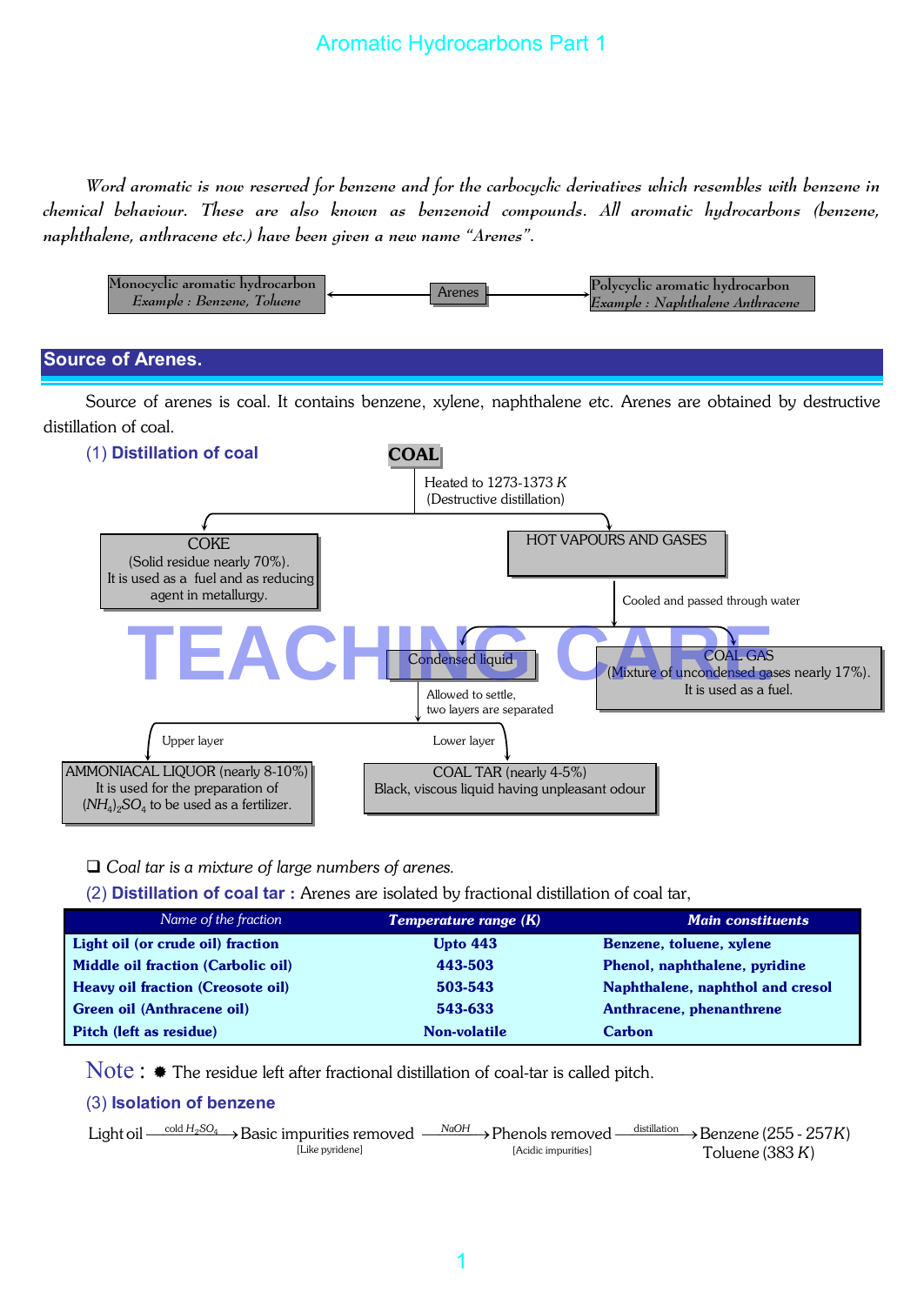# Aromatic Hydrocarbons Part 1

*Word aromatic is now reserved for benzene and for the carbocyclic derivatives which resembles with benzene in chemical behaviour. These are also known as benzenoid compounds. All aromatic hydrocarbons (benzene, naphthalene, anthracene etc.) have been given a new name "Arenes".*

Monocyclic aromatic hydrocarbon *Example : Benzene, Toluene* ⟵ Arenes ⟶ Polycyclic aromatic hydrocarbon *Example : Naphthalene Anthracene*

## Source of Arenes.

Source of arenes is coal. It contains benzene, xylene, naphthalene etc. Arenes are obtained by destructive distillation of coal.

### (1) Distillation of coal

**COAL**

Heated to 1273-1373 $K$ (Destructive distillation)

- **COKE** (Solid residue nearly 70%). It is used as a fuel and as reducing agent in metallurgy.
- **HOT VAPOURS AND GASES** — Cooled and passed through water
  - **Condensed liquid** — Allowed to settle, two layers are separated
    - Upper layer: **AMMONIACAL LIQUOR** (nearly 8-10%) It is used for the preparation of $(NH_4)_2SO_4$ to be used as a fertilizer.
    - Lower layer: **COAL TAR** (nearly 4-5%) Black, viscous liquid having unpleasant odour
  - **COAL GAS** (Mixture of uncondensed gases nearly 17%). It is used as a fuel.

❑ *Coal tar is a mixture of large numbers of arenes.*

### (2) Distillation of coal tar : Arenes are isolated by fractional distillation of coal tar,

| *Name of the fraction* | *Temperature range (K)* | *Main constituents* |
|---|---|---|
| **Light oil (or crude oil) fraction** | **Upto 443** | **Benzene, toluene, xylene** |
| **Middle oil fraction (Carbolic oil)** | **443-503** | **Phenol, naphthalene, pyridine** |
| **Heavy oil fraction (Creosote oil)** | **503-543** | **Naphthalene, naphthol and cresol** |
| **Green oil (Anthracene oil)** | **543-633** | **Anthracene, phenanthrene** |
| **Pitch (left as residue)** | **Non-volatile** | **Carbon** |

Note : ✹ The residue left after fractional distillation of coal-tar is called pitch.

### (3) Isolation of benzene

$$\text{Light oil} \xrightarrow{\text{cold } H_2SO_4} \underset{\text{[Like pyridene]}}{\text{Basic impurities removed}} \xrightarrow{NaOH} \underset{\text{[Acidic impurities]}}{\text{Phenols removed}} \xrightarrow{\text{distillation}} \text{Benzene } (255-257K) \text{, Toluene } (383\,K)$$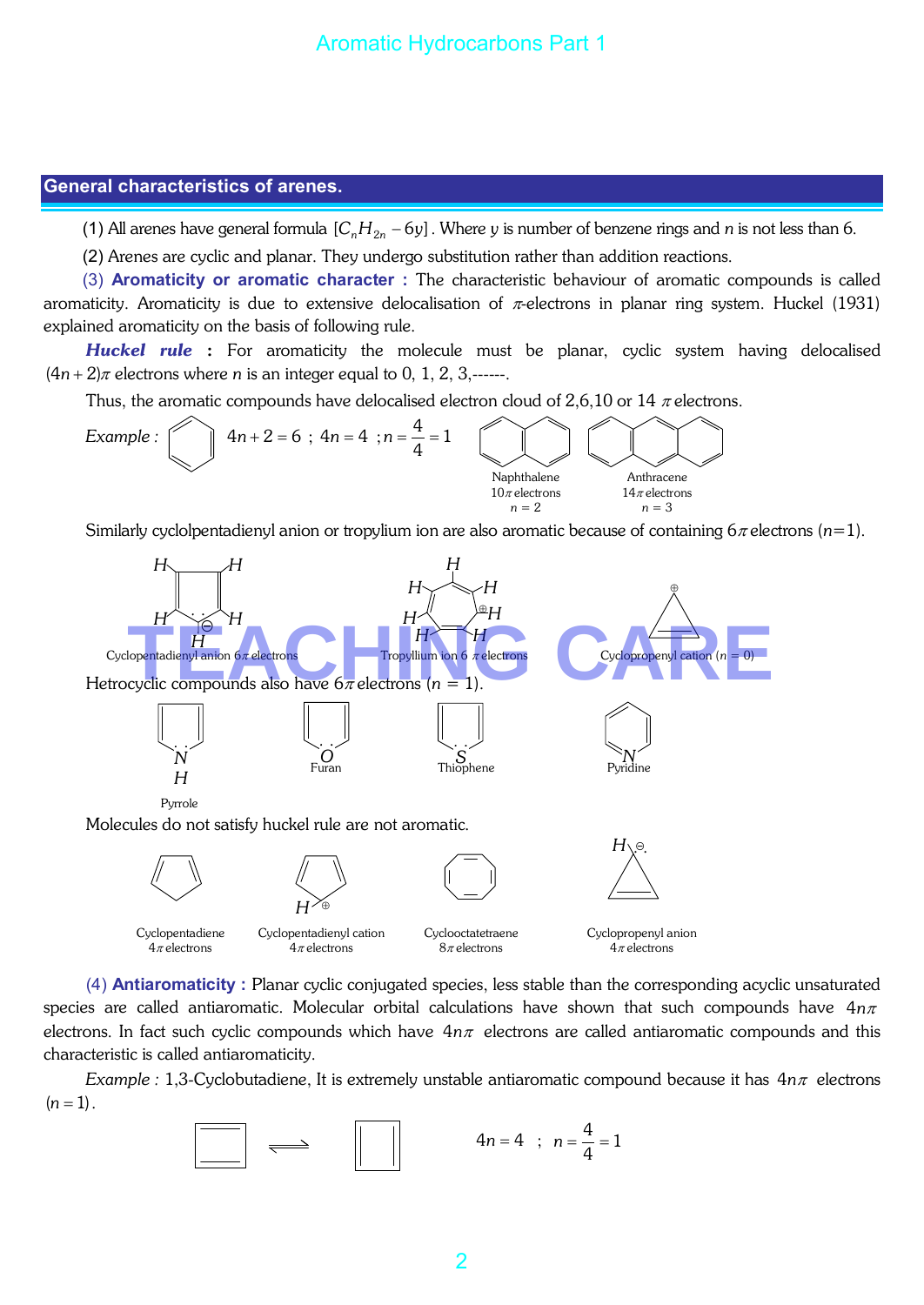## General characteristics of arenes.

(1) All arenes have general formula $[C_nH_{2n} - 6y]$. Where $y$ is number of benzene rings and $n$ is not less than 6.

(2) Arenes are cyclic and planar. They undergo substitution rather than addition reactions.

(3) **Aromaticity or aromatic character :** The characteristic behaviour of aromatic compounds is called aromaticity. Aromaticity is due to extensive delocalisation of $\pi$-electrons in planar ring system. Huckel (1931) explained aromaticity on the basis of following rule.

***Huckel rule* :** For aromaticity the molecule must be planar, cyclic system having delocalised $(4n+2)\pi$ electrons where $n$ is an integer equal to 0, 1, 2, 3,------.

Thus, the aromatic compounds have delocalised electron cloud of 2,6,10 or 14 $\pi$ electrons.

*Example :* $4n+2=6$ ; $4n=4$ ; $n=\frac{4}{4}=1$

Naphthalene $10\pi$ electrons $n=2$

Anthracene $14\pi$ electrons $n=3$

Similarly cyclolpentadienyl anion or tropylium ion are also aromatic because of containing $6\pi$ electrons ($n$=1).

Cyclopentadienyl anion $6\pi$ electrons

Tropyllium ion $6\ \pi$ electrons

Cyclopropenyl cation ($n$ = 0)

Hetrocyclic compounds also have $6\pi$ electrons ($n$ = 1).

Pyrrole

Furan

Thiophene

Pyridine

Molecules do not satisfy huckel rule are not aromatic.

Cyclopentadiene $4\pi$ electrons

Cyclopentadienyl cation $4\pi$ electrons

Cyclooctatetraene $8\pi$ electrons

Cyclopropenyl anion $4\pi$ electrons

(4) **Antiaromaticity :** Planar cyclic conjugated species, less stable than the corresponding acyclic unsaturated species are called antiaromatic. Molecular orbital calculations have shown that such compounds have $4n\pi$ electrons. In fact such cyclic compounds which have $4n\pi$ electrons are called antiaromatic compounds and this characteristic is called antiaromaticity.

*Example :* 1,3-Cyclobutadiene, It is extremely unstable antiaromatic compound because it has $4n\pi$ electrons $(n=1)$.

$4n=4$ ; $n=\frac{4}{4}=1$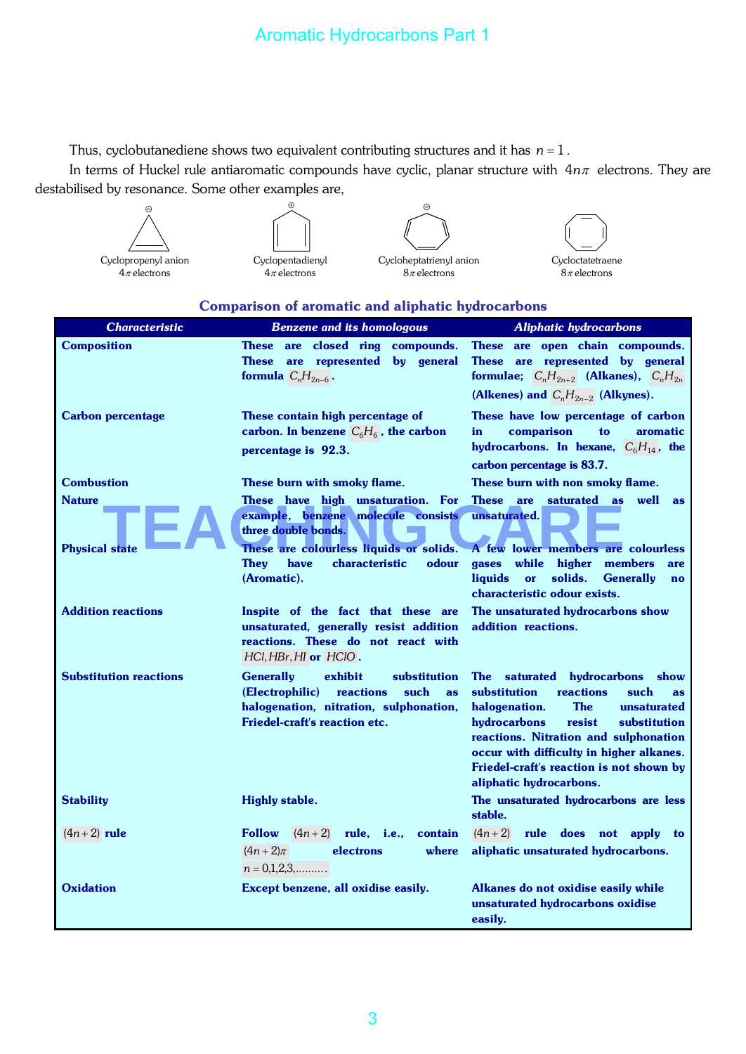Thus, cyclobutanediene shows two equivalent contributing structures and it has $n = 1$.

In terms of Huckel rule antiaromatic compounds have cyclic, planar structure with $4n\pi$ electrons. They are destabilised by resonance. Some other examples are,

Cyclopropenyl anion
$4\pi$ electrons

Cyclopentadienyl
$4\pi$ electrons

Cycloheptatrienyl anion
$8\pi$ electrons

Cycloctatetraene
$8\pi$ electrons

### Comparison of aromatic and aliphatic hydrocarbons

| Characteristic | Benzene and its homologous | Aliphatic hydrocarbons |
|---|---|---|
| **Composition** | These are closed ring compounds. These are represented by general formula $C_nH_{2n-6}$. | These are open chain compounds. These are represented by general formulae; $C_nH_{2n+2}$ (Alkanes), $C_nH_{2n}$ (Alkenes) and $C_nH_{2n-2}$ (Alkynes). |
| **Carbon percentage** | These contain high percentage of carbon. In benzene $C_6H_6$, the carbon percentage is 92.3. | These have low percentage of carbon in comparison to aromatic hydrocarbons. In hexane, $C_6H_{14}$, the carbon percentage is 83.7. |
| **Combustion** | These burn with smoky flame. | These burn with non smoky flame. |
| **Nature** | These have high unsaturation. For example, benzene molecule consists three double bonds. | These are saturated as well as unsaturated. |
| **Physical state** | These are colourless liquids or solids. They have characteristic odour (Aromatic). | A few lower members are colourless gases while higher members are liquids or solids. Generally no characteristic odour exists. |
| **Addition reactions** | Inspite of the fact that these are unsaturated, generally resist addition reactions. These do not react with $HCl, HBr, HI$ or $HClO$. | The unsaturated hydrocarbons show addition reactions. |
| **Substitution reactions** | Generally exhibit substitution (Electrophilic) reactions such as halogenation, nitration, sulphonation, Friedel-craft's reaction etc. | The saturated hydrocarbons show substitution reactions such as halogenation. The unsaturated hydrocarbons resist substitution reactions. Nitration and sulphonation occur with difficulty in higher alkanes. Friedel-craft's reaction is not shown by aliphatic hydrocarbons. |
| **Stability** | Highly stable. | The unsaturated hydrocarbons are less stable. |
| **$(4n+2)$ rule** | Follow $(4n+2)$ rule, i.e., contain $(4n+2)\pi$ electrons where $n = 0,1,2,3,.........$ | $(4n+2)$ rule does not apply to aliphatic unsaturated hydrocarbons. |
| **Oxidation** | Except benzene, all oxidise easily. | Alkanes do not oxidise easily while unsaturated hydrocarbons oxidise easily. |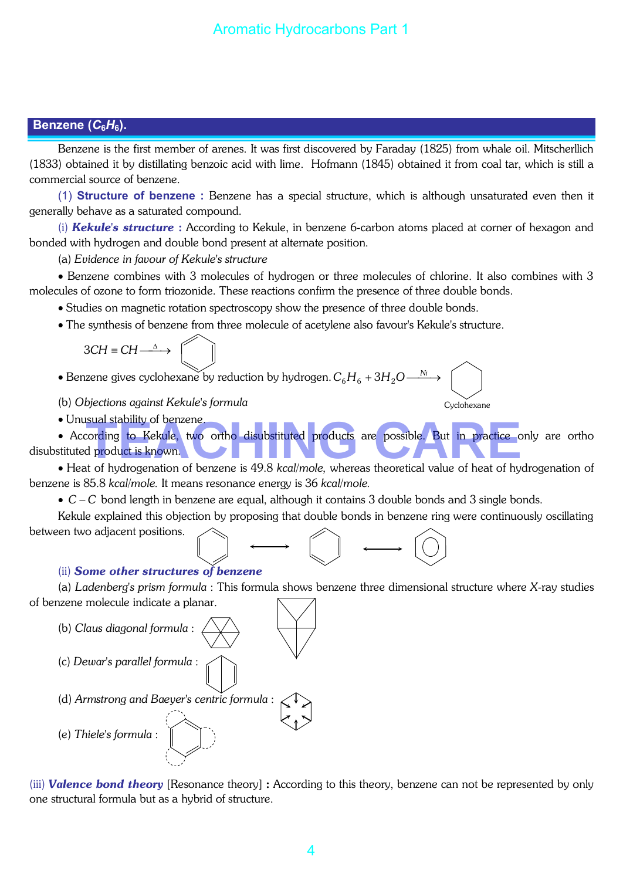## Benzene ($C_6H_6$).

Benzene is the first member of arenes. It was first discovered by Faraday (1825) from whale oil. Mitscherllich (1833) obtained it by distillating benzoic acid with lime. Hofmann (1845) obtained it from coal tar, which is still a commercial source of benzene.

(1) **Structure of benzene :** Benzene has a special structure, which is although unsaturated even then it generally behave as a saturated compound.

(i) ***Kekule's structure* :** According to Kekule, in benzene 6-carbon atoms placed at corner of hexagon and bonded with hydrogen and double bond present at alternate position.

(a) *Evidence in favour of Kekule's structure*

- Benzene combines with 3 molecules of hydrogen or three molecules of chlorine. It also combines with 3 molecules of ozone to form triozonide. These reactions confirm the presence of three double bonds.
- Studies on magnetic rotation spectroscopy show the presence of three double bonds.
- The synthesis of benzene from three molecule of acetylene also favour's Kekule's structure.

$$3CH \equiv CH \xrightarrow{\Delta}$$

- Benzene gives cyclohexane by reduction by hydrogen. $C_6H_6 + 3H_2O \xrightarrow{Ni}$ Cyclohexane

(b) *Objections against Kekule's formula*

- Unusual stability of benzene.
- According to Kekule, two ortho disubstituted products are possible. But in practice only are ortho disubstituted product is known.
- Heat of hydrogenation of benzene is 49.8 *kcal/mole,* whereas theoretical value of heat of hydrogenation of benzene is 85.8 *kcal/mole.* It means resonance energy is 36 *kcal/mole.*
- $C-C$ bond length in benzene are equal, although it contains 3 double bonds and 3 single bonds.

Kekule explained this objection by proposing that double bonds in benzene ring were continuously oscillating between two adjacent positions.

(ii) ***Some other structures of benzene***

(a) *Ladenberg's prism formula* : This formula shows benzene three dimensional structure where *X*-ray studies of benzene molecule indicate a planar.

(b) *Claus diagonal formula* :

(c) *Dewar's parallel formula* :

(d) *Armstrong and Baeyer's centric formula* :

(e) *Thiele's formula* :

(iii) ***Valence bond theory*** [Resonance theory] **:** According to this theory, benzene can not be represented by only one structural formula but as a hybrid of structure.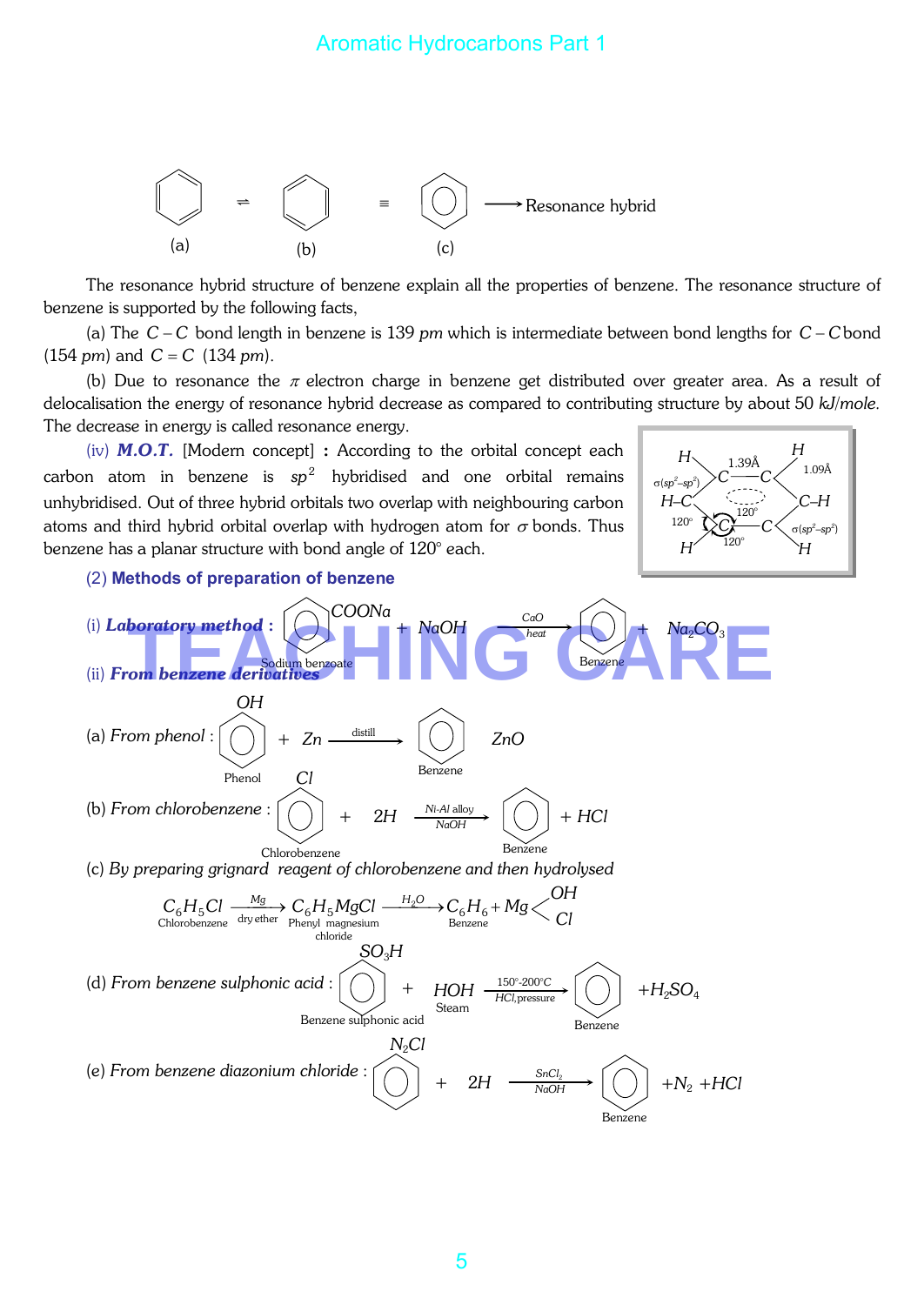(a) ⇌ (b) ≡ (c) ⟶ Resonance hybrid

The resonance hybrid structure of benzene explain all the properties of benzene. The resonance structure of benzene is supported by the following facts,

(a) The $C-C$ bond length in benzene is 139 *pm* which is intermediate between bond lengths for $C-C$ bond (154 *pm*) and $C=C$ (134 *pm*).

(b) Due to resonance the $\pi$ electron charge in benzene get distributed over greater area. As a result of delocalisation the energy of resonance hybrid decrease as compared to contributing structure by about 50 *kJ/mole*. The decrease in energy is called resonance energy.

(iv) ***M.O.T.*** [Modern concept] **:** According to the orbital concept each carbon atom in benzene is $sp^2$ hybridised and one orbital remains unhybridised. Out of three hybrid orbitals two overlap with neighbouring carbon atoms and third hybrid orbital overlap with hydrogen atom for $\sigma$ bonds. Thus benzene has a planar structure with bond angle of 120° each.

(Figure labels: 1.39Å, 1.09Å, $\sigma(sp^2-sp^2)$, 120°)

### (2) Methods of preparation of benzene

(i) ***Laboratory method*** **:**

$$C_6H_5COONa \text{ (Sodium benzoate)} + NaOH \xrightarrow[\text{heat}]{CaO} C_6H_6 \text{ (Benzene)} + Na_2CO_3$$

(ii) ***From benzene derivatives***

(a) *From phenol* :

$$C_6H_5OH \text{ (Phenol)} + Zn \xrightarrow{\text{distill}} C_6H_6 \text{ (Benzene)} \quad ZnO$$

(b) *From chlorobenzene* :

$$C_6H_5Cl \text{ (Chlorobenzene)} + 2H \xrightarrow[NaOH]{Ni\text{-}Al \text{ alloy}} C_6H_6 \text{ (Benzene)} + HCl$$

(c) *By preparing grignard reagent of chlorobenzene and then hydrolysed*

$$\underset{\text{Chlorobenzene}}{C_6H_5Cl} \xrightarrow[\text{dry ether}]{Mg} \underset{\text{Phenyl magnesium chloride}}{C_6H_5MgCl} \xrightarrow{H_2O} \underset{\text{Benzene}}{C_6H_6} + Mg\begin{matrix} OH \\ Cl \end{matrix}$$

(d) *From benzene sulphonic acid* :

$$C_6H_5SO_3H \text{ (Benzene sulphonic acid)} + \underset{\text{Steam}}{HOH} \xrightarrow[HCl,\text{pressure}]{150°\text{-}200°C} C_6H_6 \text{ (Benzene)} + H_2SO_4$$

(e) *From benzene diazonium chloride* :

$$C_6H_5N_2Cl + 2H \xrightarrow[NaOH]{SnCl_2} C_6H_6 \text{ (Benzene)} + N_2 + HCl$$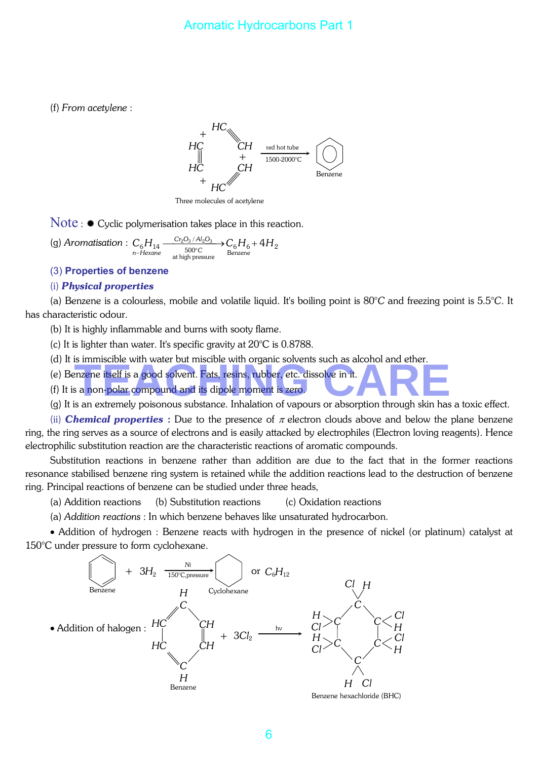(f) *From acetylene* :

$$3\,HC\equiv CH \xrightarrow[\text{1500-2000°C}]{\text{red hot tube}} C_6H_6 \text{ (Benzene)}$$

Three molecules of acetylene

**Note** : ✹ Cyclic polymerisation takes place in this reaction.

(g) *Aromatisation* : $\underset{n-Hexane}{C_6H_{14}} \xrightarrow[\text{500°C at high pressure}]{Cr_2O_3 / Al_2O_3} \underset{Benzene}{C_6H_6} + 4H_2$

### (3) Properties of benzene

#### (i) *Physical properties*

(a) Benzene is a colourless, mobile and volatile liquid. It's boiling point is 80°*C* and freezing point is 5.5°*C*. It has characteristic odour.

(b) It is highly inflammable and burns with sooty flame.

(c) It is lighter than water. It's specific gravity at 20°C is 0.8788.

(d) It is immiscible with water but miscible with organic solvents such as alcohol and ether.

(e) Benzene itself is a good solvent. Fats, resins, rubber, etc. dissolve in it.

(f) It is a non-polar compound and its dipole moment is zero.

(g) It is an extremely poisonous substance. Inhalation of vapours or absorption through skin has a toxic effect.

(ii) ***Chemical properties*** **:** Due to the presence of $\pi$ electron clouds above and below the plane benzene ring, the ring serves as a source of electrons and is easily attacked by electrophiles (Electron loving reagents). Hence electrophilic substitution reaction are the characteristic reactions of aromatic compounds.

Substitution reactions in benzene rather than addition are due to the fact that in the former reactions resonance stabilised benzene ring system is retained while the addition reactions lead to the destruction of benzene ring. Principal reactions of benzene can be studied under three heads,

(a) Addition reactions (b) Substitution reactions (c) Oxidation reactions

(a) *Addition reactions* : In which benzene behaves like unsaturated hydrocarbon.

• Addition of hydrogen : Benzene reacts with hydrogen in the presence of nickel (or platinum) catalyst at 150°C under pressure to form cyclohexane.

$$\underset{Benzene}{C_6H_6} + 3H_2 \xrightarrow[\text{150°C, pressure}]{Ni} \underset{Cyclohexane}{C_6H_{12}}$$

• Addition of halogen :

$$\underset{Benzene}{C_6H_6} + 3Cl_2 \xrightarrow{hv} \underset{\text{Benzene hexachloride (BHC)}}{C_6H_6Cl_6}$$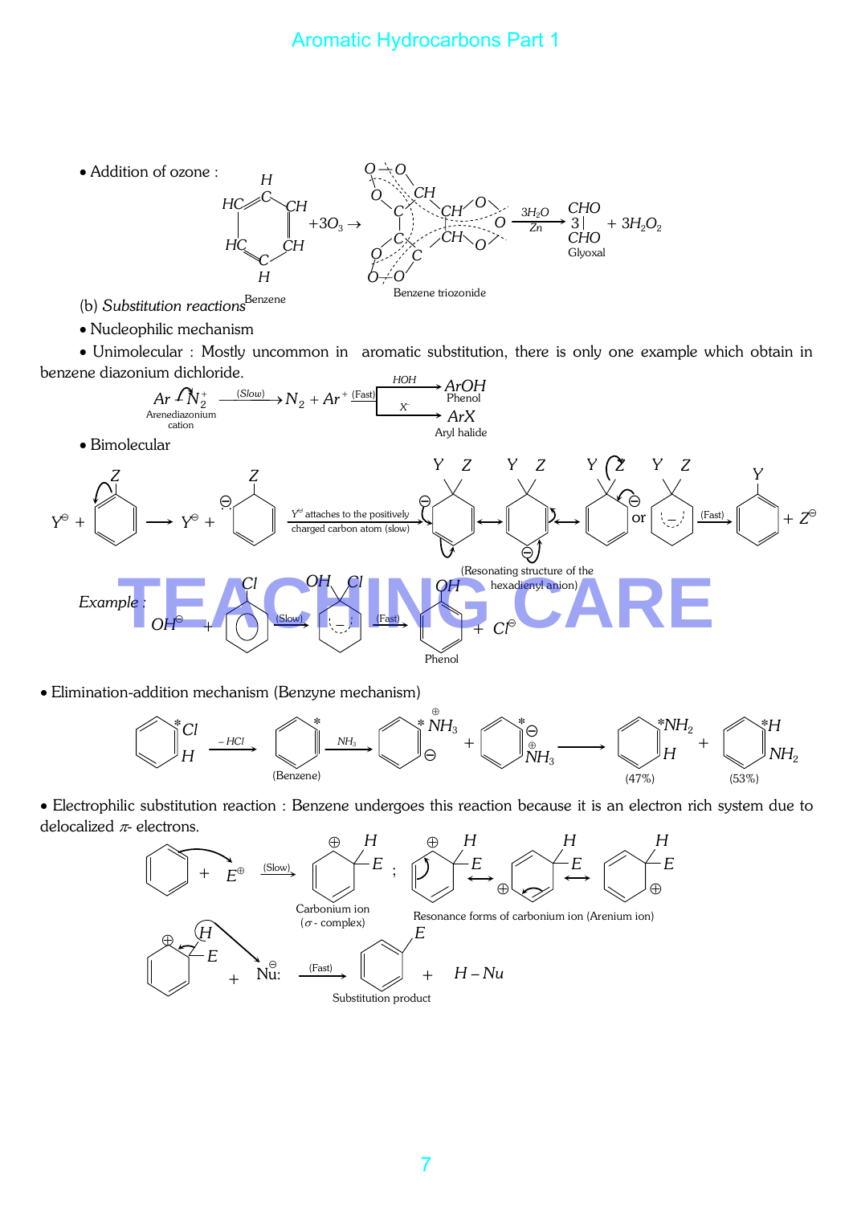• Addition of ozone :

$$\text{Benzene} + 3O_3 \rightarrow \text{Benzene triozonide} \xrightarrow[Zn]{3H_2O} 3\begin{array}{c} CHO \\ | \\ CHO \end{array} + 3H_2O_2$$

Glyoxal

(b) *Substitution reactions*

• Nucleophilic mechanism

• Unimolecular : Mostly uncommon in aromatic substitution, there is only one example which obtain in benzene diazonium dichloride.

$$\underset{\text{Arenediazonium cation}}{Ar - N_2^+} \xrightarrow{(Slow)} N_2 + Ar^+ \xrightarrow{(Fast)} \begin{cases} \xrightarrow{HOH} \underset{\text{Phenol}}{ArOH} \\ \xrightarrow{X^-} \underset{\text{Aryl halide}}{ArX} \end{cases}$$

• Bimolecular

$Y^{\ominus}$ + (benzene ring with Z) ⟶ $Y^{\ominus}$ + (ring with Z, carbanion) $\xrightarrow{Y^{\ominus}\text{ attaches to the positively charged carbon atom (slow)}}$ (Y, Z hexadienyl anion) ⟷ ⟷ ⟷ or (delocalized anion) $\xrightarrow{(Fast)}$ (benzene ring with Y) + $Z^{\ominus}$

(Resonating structure of the hexadienyl anion)

*Example* : $OH^{\ominus}$ + (chlorobenzene) $\xrightarrow{(Slow)}$ (OH, Cl anion intermediate) $\xrightarrow{(Fast)}$ Phenol + $Cl^{\ominus}$

• Elimination-addition mechanism (Benzyne mechanism)

(Chlorobenzene, *Cl, H) $\xrightarrow{-HCl}$ (Benzene) $\xrightarrow{NH_3}$ (*, $\overset{\oplus}{N}H_3$, $\ominus$) + (*, $\ominus$, $\overset{\oplus}{N}H_3$) ⟶ (*$NH_2$, H) (47%) + (*H, $NH_2$) (53%)

• Electrophilic substitution reaction : Benzene undergoes this reaction because it is an electron rich system due to delocalized $\pi$- electrons.

Benzene + $E^{\oplus}$ $\xrightarrow{(Slow)}$ Carbonium ion ($\sigma$ - complex) ; Resonance forms of carbonium ion (Arenium ion)

(Arenium ion with H, E) + $\overset{\ominus}{Nu}$: $\xrightarrow{(Fast)}$ Substitution product + $H - Nu$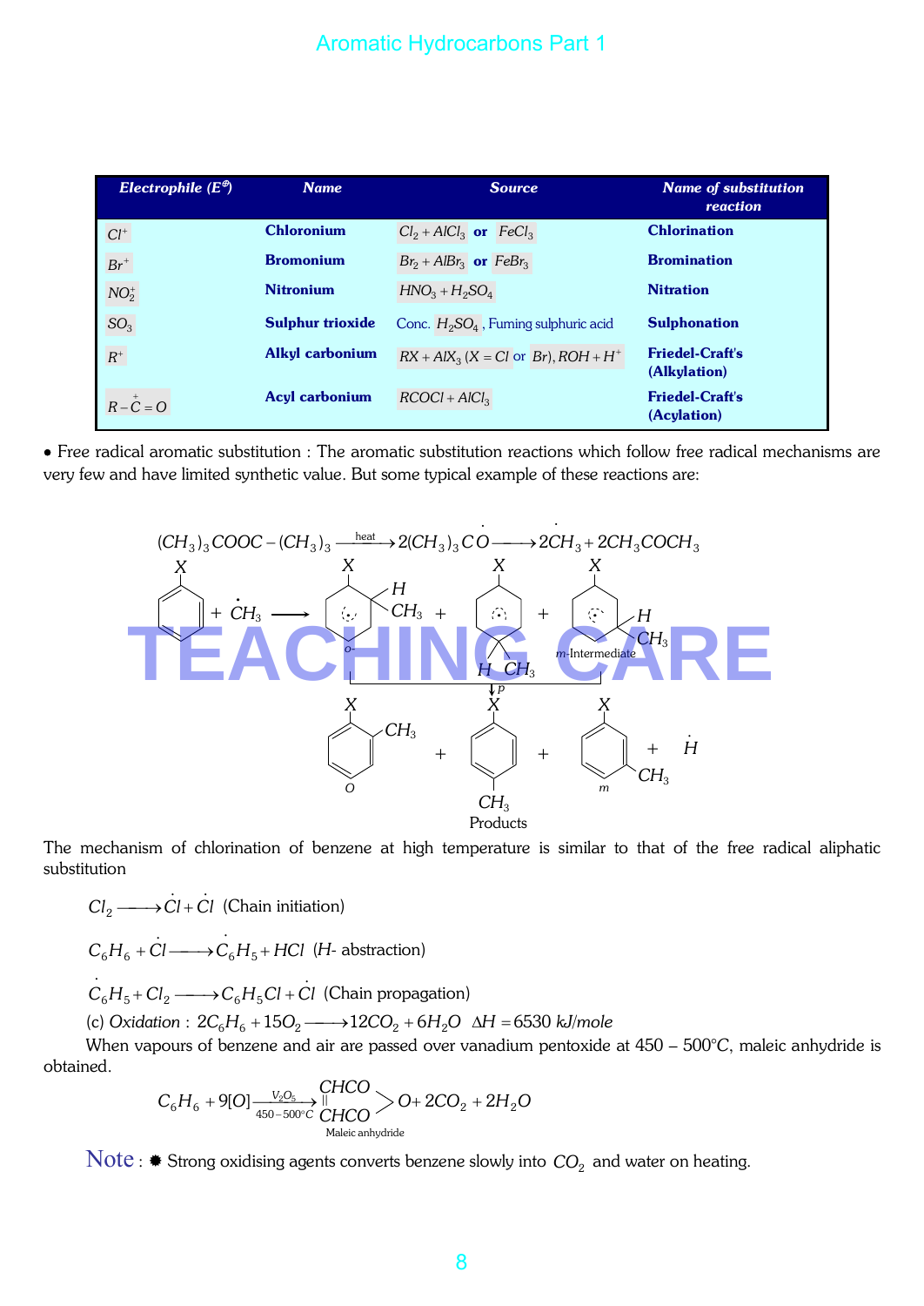| *Electrophile* ($E^{\oplus}$) | *Name* | *Source* | *Name of substitution reaction* |
|---|---|---|---|
| $Cl^+$ | **Chloronium** | $Cl_2 + AlCl_3$ **or** $FeCl_3$ | **Chlorination** |
| $Br^+$ | **Bromonium** | $Br_2 + AlBr_3$ **or** $FeBr_3$ | **Bromination** |
| $NO_2^+$ | **Nitronium** | $HNO_3 + H_2SO_4$ | **Nitration** |
| $SO_3$ | **Sulphur trioxide** | Conc. $H_2SO_4$, Fuming sulphuric acid | **Sulphonation** |
| $R^+$ | **Alkyl carbonium** | $RX + AlX_3$ ($X = Cl$ or $Br$), $ROH + H^+$ | **Friedel-Craft's (Alkylation)** |
| $R-\overset{+}{C}=O$ | **Acyl carbonium** | $RCOCl + AlCl_3$ | **Friedel-Craft's (Acylation)** |

• Free radical aromatic substitution : The aromatic substitution reactions which follow free radical mechanisms are very few and have limited synthetic value. But some typical example of these reactions are:

$$(CH_3)_3COOC-(CH_3)_3 \xrightarrow{\text{heat}} 2(CH_3)_3C\dot{O} \longrightarrow 2\dot{C}H_3 + 2CH_3COCH_3$$

$$C_6H_5X + \dot{C}H_3 \longrightarrow \text{o-, p-, m-Intermediates} \longrightarrow \text{o-}, \text{p-}, \text{m-}CH_3C_6H_4X \text{ (Products)} + \dot{H}$$

The mechanism of chlorination of benzene at high temperature is similar to that of the free radical aliphatic substitution

$$Cl_2 \longrightarrow \dot{C}l + \dot{C}l \quad \text{(Chain initiation)}$$

$$C_6H_6 + \dot{C}l \longrightarrow \dot{C}_6H_5 + HCl \quad \text{(}H\text{- abstraction)}$$

$$\dot{C}_6H_5 + Cl_2 \longrightarrow C_6H_5Cl + \dot{C}l \quad \text{(Chain propagation)}$$

(c) *Oxidation* : $2C_6H_6 + 15O_2 \longrightarrow 12CO_2 + 6H_2O \quad \Delta H = 6530\ kJ/mole$

When vapours of benzene and air are passed over vanadium pentoxide at 450 – 500°C, maleic anhydride is obtained.

$$C_6H_6 + 9[O] \xrightarrow[450-500^\circ C]{V_2O_5} \underset{\text{Maleic anhydride}}{\begin{matrix} CHCO \\ \| \\ CHCO \end{matrix}} \!\!> O + 2CO_2 + 2H_2O$$

**Note** : ✹ Strong oxidising agents converts benzene slowly into $CO_2$ and water on heating.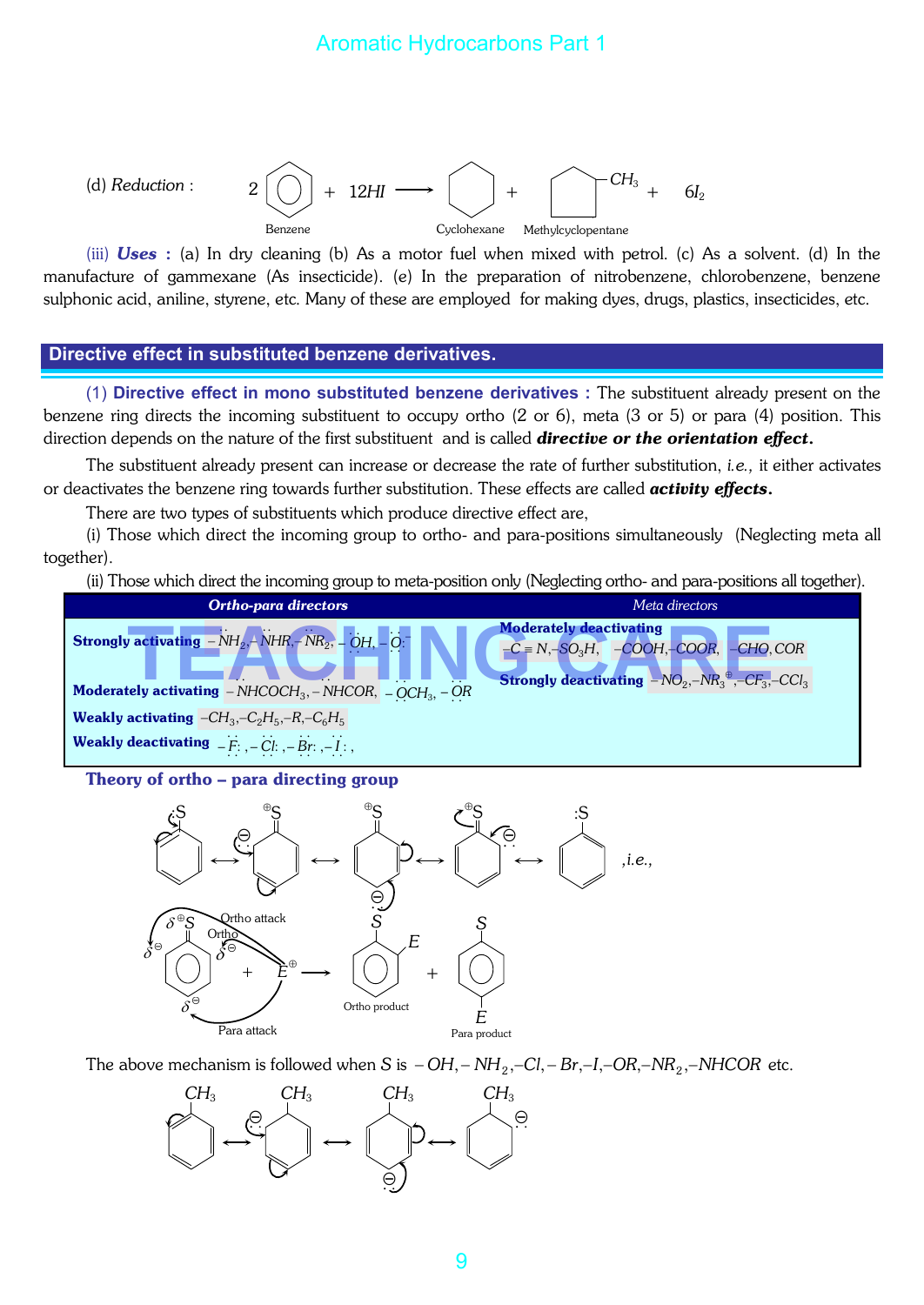(d) *Reduction* : 2 Benzene + 12HI ⟶ Cyclohexane + Methylcyclopentane + $6I_2$

(iii) ***Uses :*** (a) In dry cleaning (b) As a motor fuel when mixed with petrol. (c) As a solvent. (d) In the manufacture of gammexane (As insecticide). (e) In the preparation of nitrobenzene, chlorobenzene, benzene sulphonic acid, aniline, styrene, etc. Many of these are employed for making dyes, drugs, plastics, insecticides, etc.

## Directive effect in substituted benzene derivatives.

(1) **Directive effect in mono substituted benzene derivatives :** The substituent already present on the benzene ring directs the incoming substituent to occupy ortho (2 or 6), meta (3 or 5) or para (4) position. This direction depends on the nature of the first substituent and is called ***directive or the orientation effect.***

The substituent already present can increase or decrease the rate of further substitution, *i.e.,* it either activates or deactivates the benzene ring towards further substitution. These effects are called ***activity effects.***

There are two types of substituents which produce directive effect are,

(i) Those which direct the incoming group to ortho- and para-positions simultaneously (Neglecting meta all together).

(ii) Those which direct the incoming group to meta-position only (Neglecting ortho- and para-positions all together).

| Ortho-para directors | | Meta directors | |
|---|---|---|---|
| **Strongly activating** | $-\ddot{N}H_2, -\ddot{N}HR, -\ddot{N}R_2, -\ddot{O}H, -\ddot{O}:^-$ | **Moderately deactivating** | $-C\equiv N, -SO_3H, -COOH, -COOR, -CHO, COR$ |
| **Moderately activating** | $-\ddot{N}HCOCH_3, -\ddot{N}HCOR, -\ddot{O}CH_3, -\ddot{O}R$ | **Strongly deactivating** | $-NO_2, -NR_3^{\oplus}, -CF_3, -CCl_3$ |
| **Weakly activating** | $-CH_3, -C_2H_5, -R, -C_6H_5$ | | |
| **Weakly deactivating** | $-\ddot{F}:, -\ddot{Cl}:, -\ddot{Br}:, -\ddot{I}:,$ | | |

### Theory of ortho – para directing group

*i.e.,*

Ortho attack, Ortho, Para attack, Ortho product, Para product

The above mechanism is followed when *S* is $-OH, -NH_2, -Cl, -Br, -I, -OR, -NR_2, -NHCOR$ etc.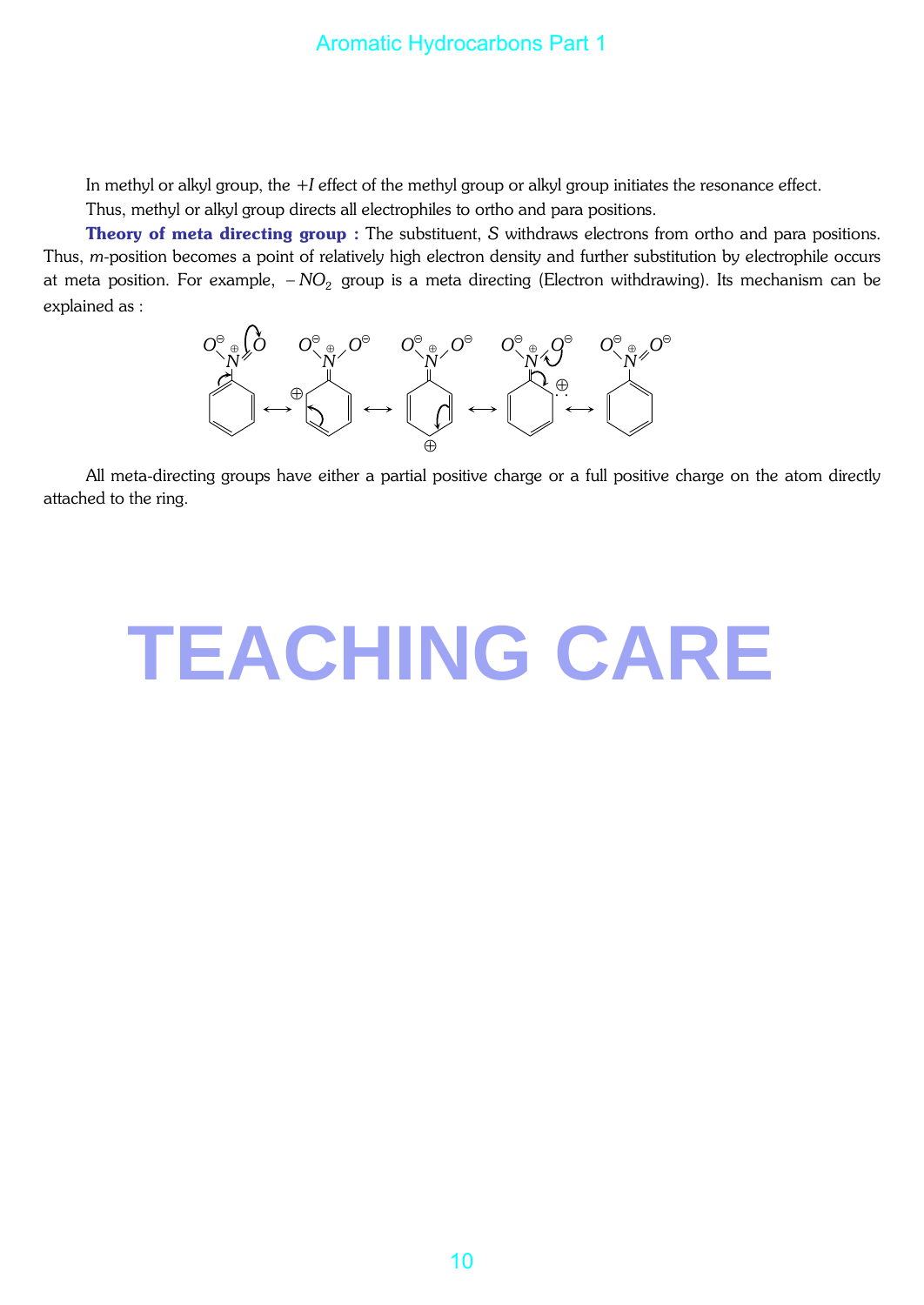In methyl or alkyl group, the +*I* effect of the methyl group or alkyl group initiates the resonance effect.

Thus, methyl or alkyl group directs all electrophiles to ortho and para positions.

**Theory of meta directing group :** The substituent, *S* withdraws electrons from ortho and para positions. Thus, *m*-position becomes a point of relatively high electron density and further substitution by electrophile occurs at meta position. For example, $-NO_2$ group is a meta directing (Electron withdrawing). Its mechanism can be explained as :

All meta-directing groups have either a partial positive charge or a full positive charge on the atom directly attached to the ring.

TEACHING CARE